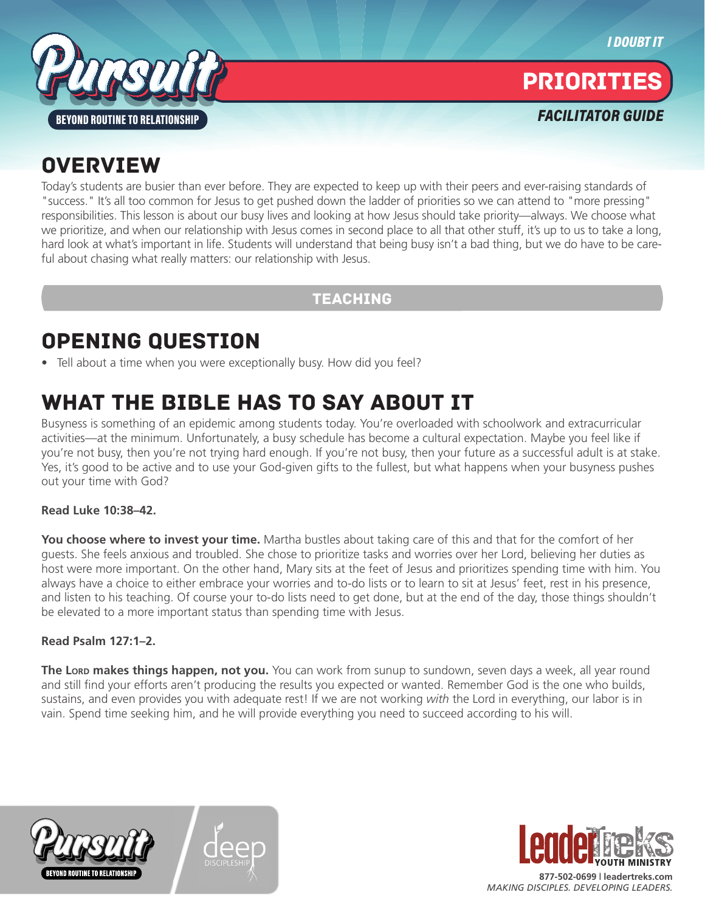*I DOUBT IT*

# PRIORITIES

***FACILITATOR GUIDE***

## OVERVIEW

Today's students are busier than ever before. They are expected to keep up with their peers and ever-raising standards of "success." It's all too common for Jesus to get pushed down the ladder of priorities so we can attend to "more pressing" responsibilities. This lesson is about our busy lives and looking at how Jesus should take priority—always. We choose what we prioritize, and when our relationship with Jesus comes in second place to all that other stuff, it's up to us to take a long, hard look at what's important in life. Students will understand that being busy isn't a bad thing, but we do have to be careful about chasing what really matters: our relationship with Jesus.

## TEACHING

## OPENING QUESTION

- Tell about a time when you were exceptionally busy. How did you feel?

## WHAT THE BIBLE HAS TO SAY ABOUT IT

Busyness is something of an epidemic among students today. You're overloaded with schoolwork and extracurricular activities—at the minimum. Unfortunately, a busy schedule has become a cultural expectation. Maybe you feel like if you're not busy, then you're not trying hard enough. If you're not busy, then your future as a successful adult is at stake. Yes, it's good to be active and to use your God-given gifts to the fullest, but what happens when your busyness pushes out your time with God?

**Read Luke 10:38–42.**

**You choose where to invest your time.** Martha bustles about taking care of this and that for the comfort of her guests. She feels anxious and troubled. She chose to prioritize tasks and worries over her Lord, believing her duties as host were more important. On the other hand, Mary sits at the feet of Jesus and prioritizes spending time with him. You always have a choice to either embrace your worries and to-do lists or to learn to sit at Jesus' feet, rest in his presence, and listen to his teaching. Of course your to-do lists need to get done, but at the end of the day, those things shouldn't be elevated to a more important status than spending time with Jesus.

**Read Psalm 127:1–2.**

**The LORD makes things happen, not you.** You can work from sunup to sundown, seven days a week, all year round and still find your efforts aren't producing the results you expected or wanted. Remember God is the one who builds, sustains, and even provides you with adequate rest! If we are not working *with* the Lord in everything, our labor is in vain. Spend time seeking him, and he will provide everything you need to succeed according to his will.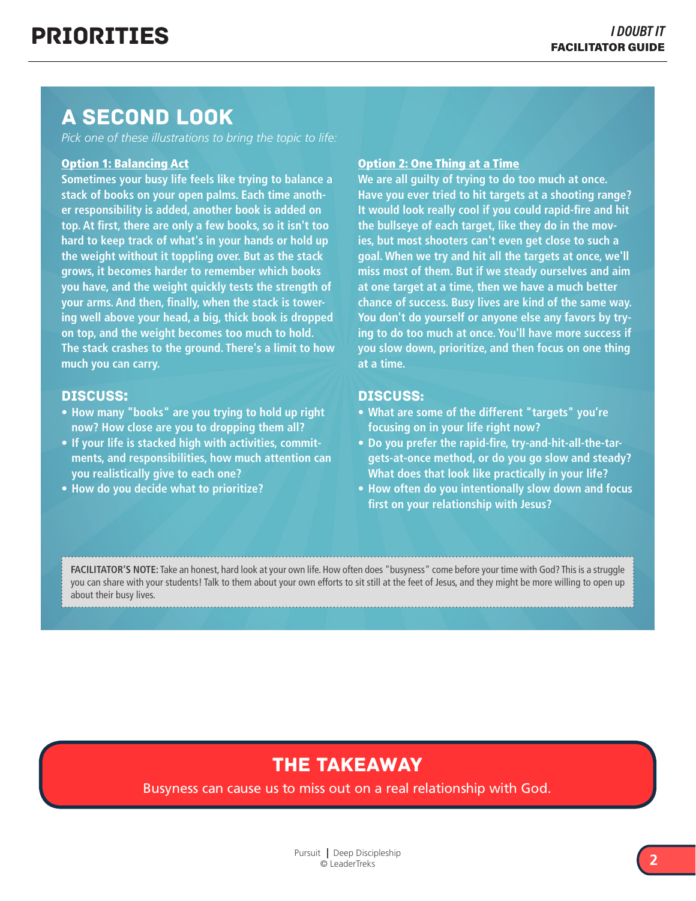## A SECOND LOOK

*Pick one of these illustrations to bring the topic to life:*

### Option 1: Balancing Act

**Sometimes your busy life feels like trying to balance a stack of books on your open palms. Each time another responsibility is added, another book is added on top. At first, there are only a few books, so it isn't too hard to keep track of what's in your hands or hold up the weight without it toppling over. But as the stack grows, it becomes harder to remember which books you have, and the weight quickly tests the strength of your arms. And then, finally, when the stack is towering well above your head, a big, thick book is dropped on top, and the weight becomes too much to hold. The stack crashes to the ground. There's a limit to how much you can carry.**

#### DISCUSS:

- How many "books" are you trying to hold up right now? How close are you to dropping them all?
- If your life is stacked high with activities, commitments, and responsibilities, how much attention can you realistically give to each one?
- How do you decide what to prioritize?

### Option 2: One Thing at a Time

**We are all guilty of trying to do too much at once. Have you ever tried to hit targets at a shooting range? It would look really cool if you could rapid-fire and hit the bullseye of each target, like they do in the movies, but most shooters can't even get close to such a goal. When we try and hit all the targets at once, we'll miss most of them. But if we steady ourselves and aim at one target at a time, then we have a much better chance of success. Busy lives are kind of the same way. You don't do yourself or anyone else any favors by trying to do too much at once. You'll have more success if you slow down, prioritize, and then focus on one thing at a time.**

#### DISCUSS:

- What are some of the different "targets" you're focusing on in your life right now?
- Do you prefer the rapid-fire, try-and-hit-all-the-targets-at-once method, or do you go slow and steady? What does that look like practically in your life?
- How often do you intentionally slow down and focus first on your relationship with Jesus?

**FACILITATOR'S NOTE:** Take an honest, hard look at your own life. How often does "busyness" come before your time with God? This is a struggle you can share with your students! Talk to them about your own efforts to sit still at the feet of Jesus, and they might be more willing to open up about their busy lives.

## THE TAKEAWAY

Busyness can cause us to miss out on a real relationship with God.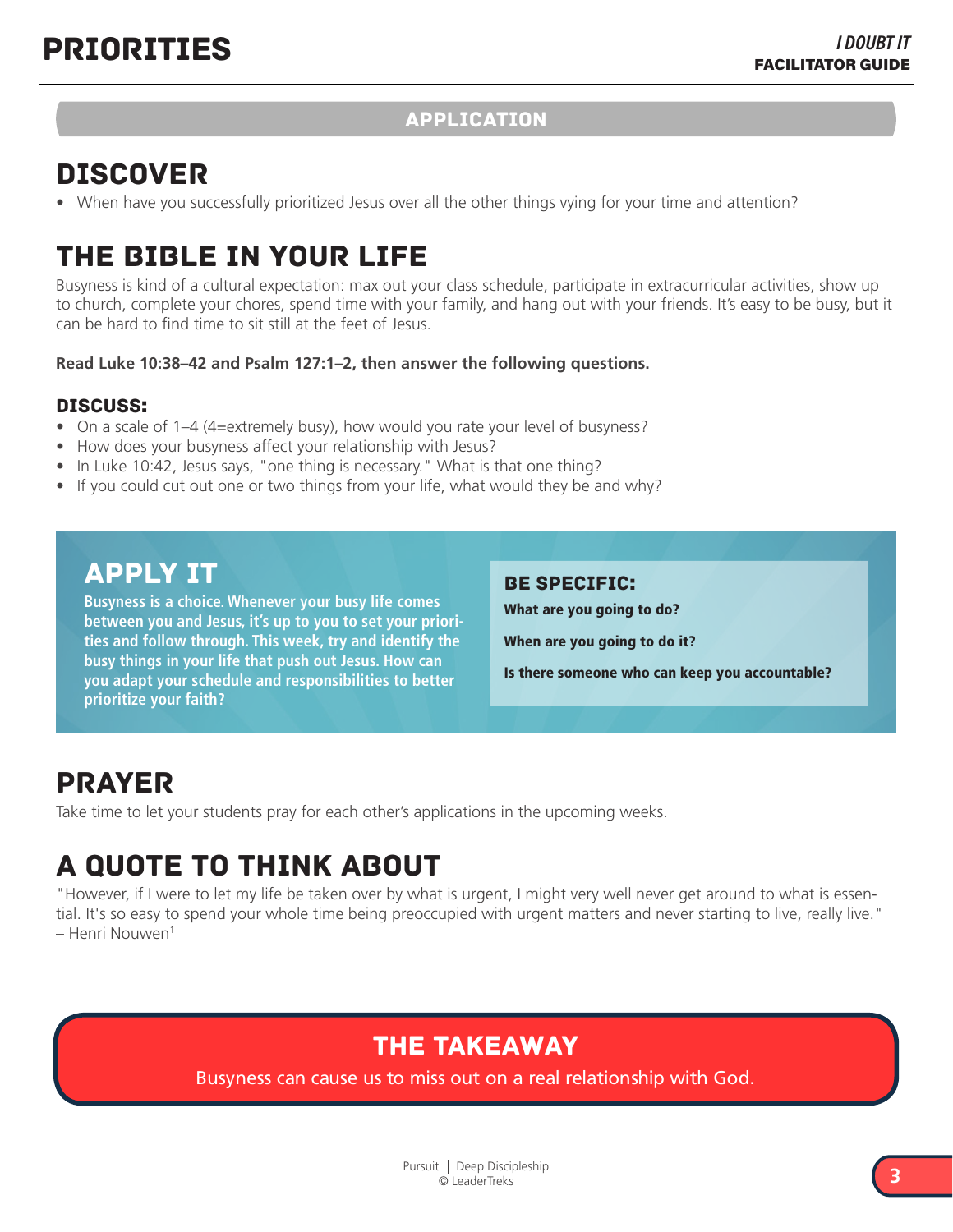# PRIORITIES

## APPLICATION

## DISCOVER

- When have you successfully prioritized Jesus over all the other things vying for your time and attention?

## THE BIBLE IN YOUR LIFE

Busyness is kind of a cultural expectation: max out your class schedule, participate in extracurricular activities, show up to church, complete your chores, spend time with your family, and hang out with your friends. It's easy to be busy, but it can be hard to find time to sit still at the feet of Jesus.

**Read Luke 10:38–42 and Psalm 127:1–2, then answer the following questions.**

### DISCUSS:

- On a scale of 1–4 (4=extremely busy), how would you rate your level of busyness?
- How does your busyness affect your relationship with Jesus?
- In Luke 10:42, Jesus says, "one thing is necessary." What is that one thing?
- If you could cut out one or two things from your life, what would they be and why?

## APPLY IT

**Busyness is a choice. Whenever your busy life comes between you and Jesus, it's up to you to set your priorities and follow through. This week, try and identify the busy things in your life that push out Jesus. How can you adapt your schedule and responsibilities to better prioritize your faith?**

### BE SPECIFIC:

**What are you going to do?**

**When are you going to do it?**

**Is there someone who can keep you accountable?**

## PRAYER

Take time to let your students pray for each other's applications in the upcoming weeks.

## A QUOTE TO THINK ABOUT

"However, if I were to let my life be taken over by what is urgent, I might very well never get around to what is essential. It's so easy to spend your whole time being preoccupied with urgent matters and never starting to live, really live." – Henri Nouwen[1]

## THE TAKEAWAY

Busyness can cause us to miss out on a real relationship with God.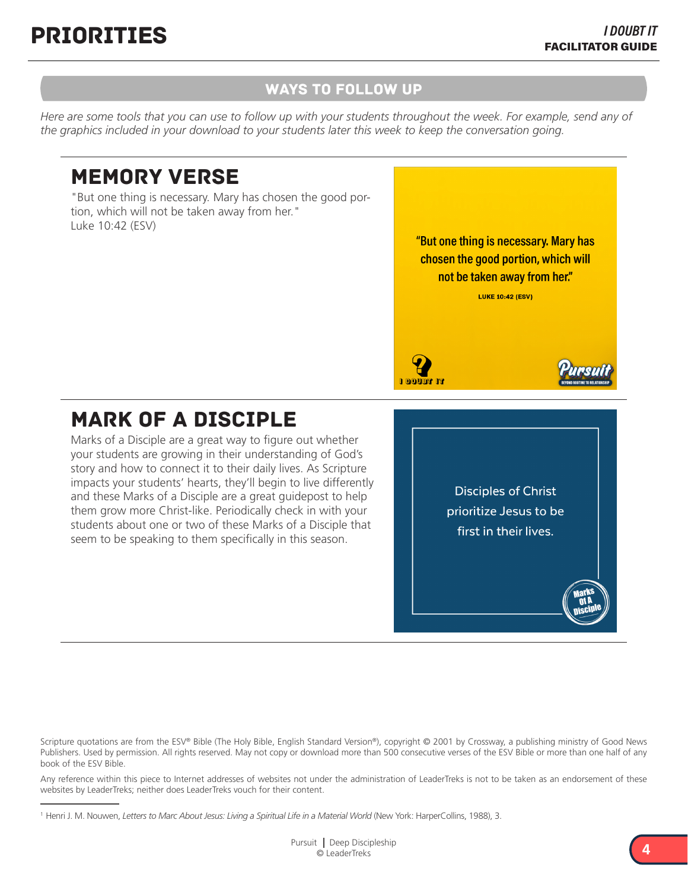## WAYS TO FOLLOW UP

*Here are some tools that you can use to follow up with your students throughout the week. For example, send any of the graphics included in your download to your students later this week to keep the conversation going.*

## MEMORY VERSE

"But one thing is necessary. Mary has chosen the good portion, which will not be taken away from her."
Luke 10:42 (ESV)

"But one thing is necessary. Mary has chosen the good portion, which will not be taken away from her."

LUKE 10:42 (ESV)

I DOUBT IT

Pursuit

BEYOND ROUTINE TO RELATIONSHIP

## MARK OF A DISCIPLE

Marks of a Disciple are a great way to figure out whether your students are growing in their understanding of God's story and how to connect it to their daily lives. As Scripture impacts your students' hearts, they'll begin to live differently and these Marks of a Disciple are a great guidepost to help them grow more Christ-like. Periodically check in with your students about one or two of these Marks of a Disciple that seem to be speaking to them specifically in this season.

Disciples of Christ prioritize Jesus to be first in their lives.

Marks Of A Disciple

Scripture quotations are from the ESV® Bible (The Holy Bible, English Standard Version®), copyright © 2001 by Crossway, a publishing ministry of Good News Publishers. Used by permission. All rights reserved. May not copy or download more than 500 consecutive verses of the ESV Bible or more than one half of any book of the ESV Bible.

Any reference within this piece to Internet addresses of websites not under the administration of LeaderTreks is not to be taken as an endorsement of these websites by LeaderTreks; neither does LeaderTreks vouch for their content.

[1] Henri J. M. Nouwen, *Letters to Marc About Jesus: Living a Spiritual Life in a Material World* (New York: HarperCollins, 1988), 3.